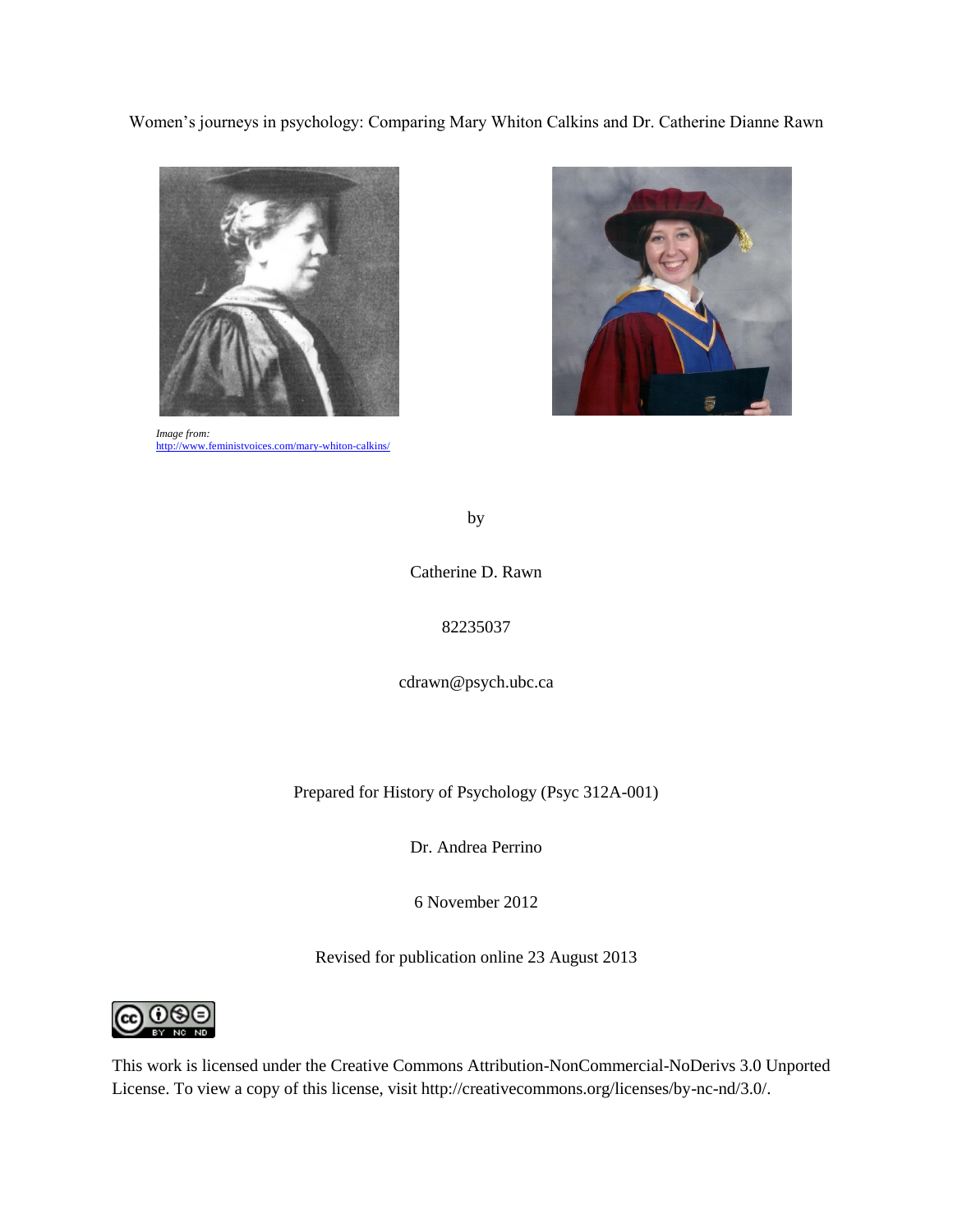Women's journeys in psychology: Comparing Mary Whiton Calkins and Dr. Catherine Dianne Rawn

*Image from:*
http://www.feministvoices.com/mary-whiton-calkins/

by

Catherine D. Rawn

82235037

cdrawn@psych.ubc.ca

Prepared for History of Psychology (Psyc 312A-001)

Dr. Andrea Perrino

6 November 2012

Revised for publication online 23 August 2013

This work is licensed under the Creative Commons Attribution-NonCommercial-NoDerivs 3.0 Unported License. To view a copy of this license, visit http://creativecommons.org/licenses/by-nc-nd/3.0/.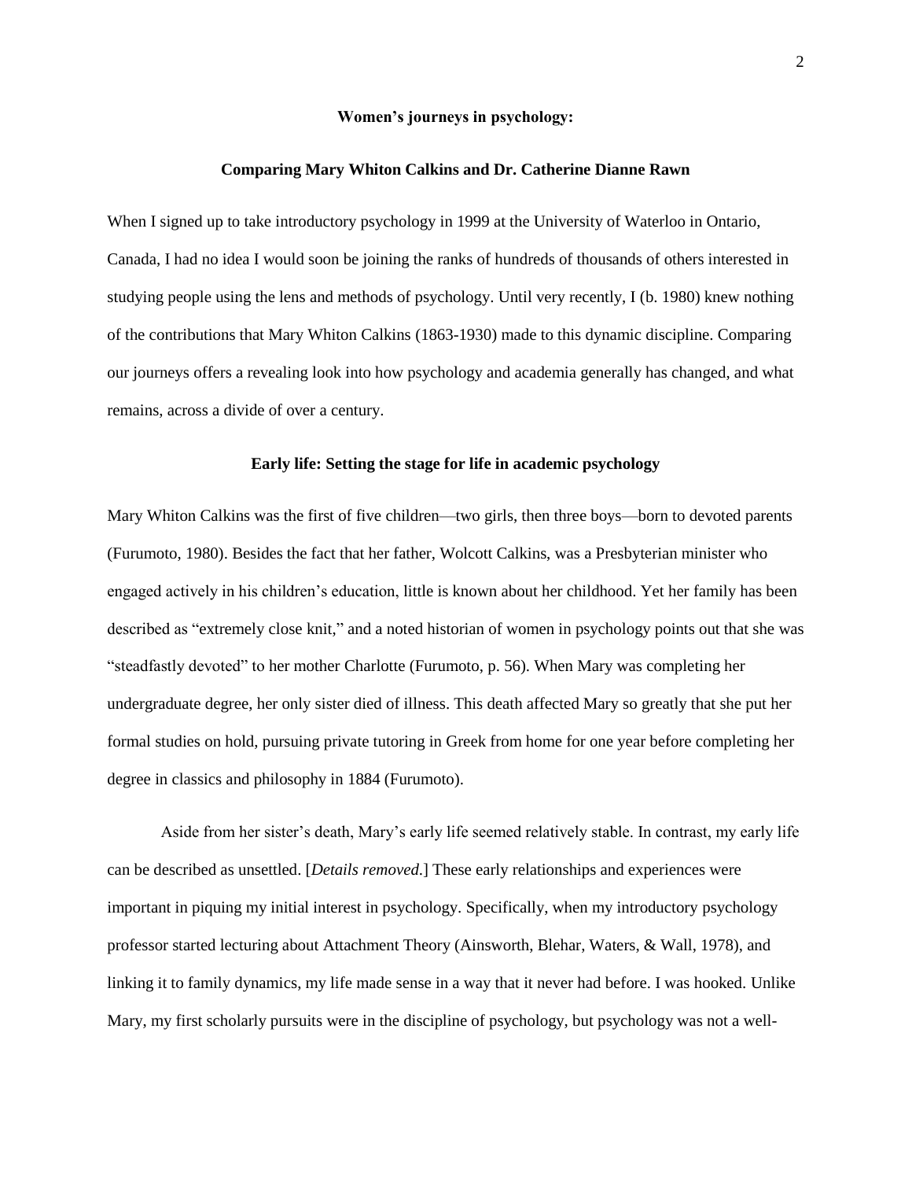**Women's journeys in psychology:**

**Comparing Mary Whiton Calkins and Dr. Catherine Dianne Rawn**

When I signed up to take introductory psychology in 1999 at the University of Waterloo in Ontario, Canada, I had no idea I would soon be joining the ranks of hundreds of thousands of others interested in studying people using the lens and methods of psychology. Until very recently, I (b. 1980) knew nothing of the contributions that Mary Whiton Calkins (1863-1930) made to this dynamic discipline. Comparing our journeys offers a revealing look into how psychology and academia generally has changed, and what remains, across a divide of over a century.

**Early life: Setting the stage for life in academic psychology**

Mary Whiton Calkins was the first of five children—two girls, then three boys—born to devoted parents (Furumoto, 1980). Besides the fact that her father, Wolcott Calkins, was a Presbyterian minister who engaged actively in his children's education, little is known about her childhood. Yet her family has been described as "extremely close knit," and a noted historian of women in psychology points out that she was "steadfastly devoted" to her mother Charlotte (Furumoto, p. 56). When Mary was completing her undergraduate degree, her only sister died of illness. This death affected Mary so greatly that she put her formal studies on hold, pursuing private tutoring in Greek from home for one year before completing her degree in classics and philosophy in 1884 (Furumoto).

Aside from her sister's death, Mary's early life seemed relatively stable. In contrast, my early life can be described as unsettled. [*Details removed.*] These early relationships and experiences were important in piquing my initial interest in psychology. Specifically, when my introductory psychology professor started lecturing about Attachment Theory (Ainsworth, Blehar, Waters, & Wall, 1978), and linking it to family dynamics, my life made sense in a way that it never had before. I was hooked. Unlike Mary, my first scholarly pursuits were in the discipline of psychology, but psychology was not a well-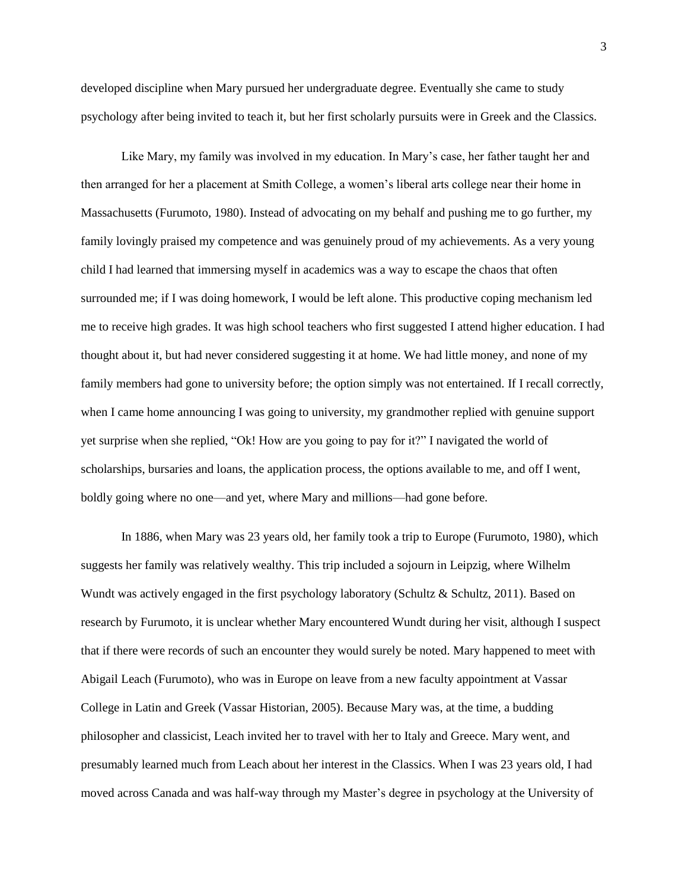developed discipline when Mary pursued her undergraduate degree. Eventually she came to study psychology after being invited to teach it, but her first scholarly pursuits were in Greek and the Classics.

Like Mary, my family was involved in my education. In Mary's case, her father taught her and then arranged for her a placement at Smith College, a women's liberal arts college near their home in Massachusetts (Furumoto, 1980). Instead of advocating on my behalf and pushing me to go further, my family lovingly praised my competence and was genuinely proud of my achievements. As a very young child I had learned that immersing myself in academics was a way to escape the chaos that often surrounded me; if I was doing homework, I would be left alone. This productive coping mechanism led me to receive high grades. It was high school teachers who first suggested I attend higher education. I had thought about it, but had never considered suggesting it at home. We had little money, and none of my family members had gone to university before; the option simply was not entertained. If I recall correctly, when I came home announcing I was going to university, my grandmother replied with genuine support yet surprise when she replied, "Ok! How are you going to pay for it?" I navigated the world of scholarships, bursaries and loans, the application process, the options available to me, and off I went, boldly going where no one—and yet, where Mary and millions—had gone before.

In 1886, when Mary was 23 years old, her family took a trip to Europe (Furumoto, 1980), which suggests her family was relatively wealthy. This trip included a sojourn in Leipzig, where Wilhelm Wundt was actively engaged in the first psychology laboratory (Schultz & Schultz, 2011). Based on research by Furumoto, it is unclear whether Mary encountered Wundt during her visit, although I suspect that if there were records of such an encounter they would surely be noted. Mary happened to meet with Abigail Leach (Furumoto), who was in Europe on leave from a new faculty appointment at Vassar College in Latin and Greek (Vassar Historian, 2005). Because Mary was, at the time, a budding philosopher and classicist, Leach invited her to travel with her to Italy and Greece. Mary went, and presumably learned much from Leach about her interest in the Classics. When I was 23 years old, I had moved across Canada and was half-way through my Master's degree in psychology at the University of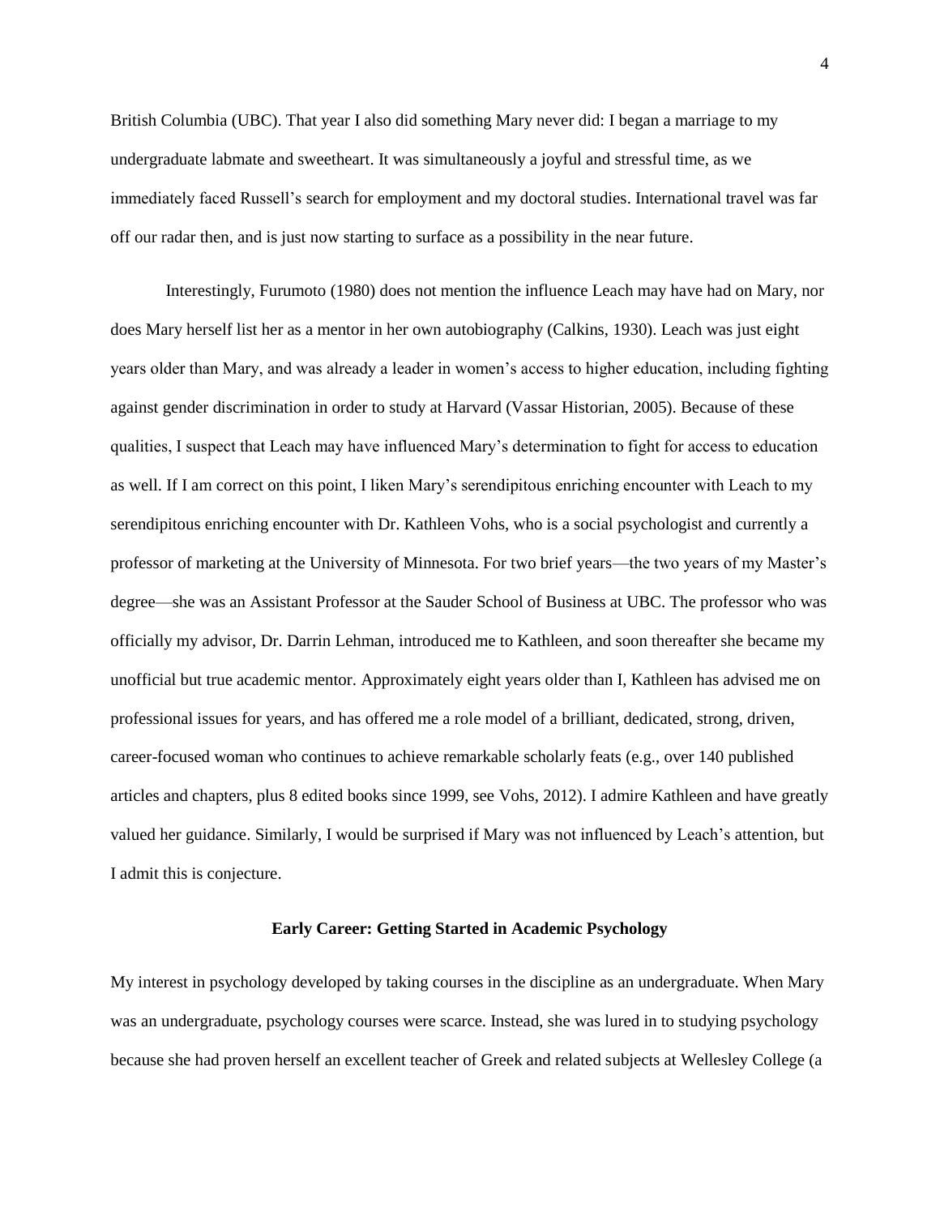British Columbia (UBC). That year I also did something Mary never did: I began a marriage to my undergraduate labmate and sweetheart. It was simultaneously a joyful and stressful time, as we immediately faced Russell's search for employment and my doctoral studies. International travel was far off our radar then, and is just now starting to surface as a possibility in the near future.

Interestingly, Furumoto (1980) does not mention the influence Leach may have had on Mary, nor does Mary herself list her as a mentor in her own autobiography (Calkins, 1930). Leach was just eight years older than Mary, and was already a leader in women's access to higher education, including fighting against gender discrimination in order to study at Harvard (Vassar Historian, 2005). Because of these qualities, I suspect that Leach may have influenced Mary's determination to fight for access to education as well. If I am correct on this point, I liken Mary's serendipitous enriching encounter with Leach to my serendipitous enriching encounter with Dr. Kathleen Vohs, who is a social psychologist and currently a professor of marketing at the University of Minnesota. For two brief years—the two years of my Master's degree—she was an Assistant Professor at the Sauder School of Business at UBC. The professor who was officially my advisor, Dr. Darrin Lehman, introduced me to Kathleen, and soon thereafter she became my unofficial but true academic mentor. Approximately eight years older than I, Kathleen has advised me on professional issues for years, and has offered me a role model of a brilliant, dedicated, strong, driven, career-focused woman who continues to achieve remarkable scholarly feats (e.g., over 140 published articles and chapters, plus 8 edited books since 1999, see Vohs, 2012). I admire Kathleen and have greatly valued her guidance. Similarly, I would be surprised if Mary was not influenced by Leach's attention, but I admit this is conjecture.

## Early Career: Getting Started in Academic Psychology

My interest in psychology developed by taking courses in the discipline as an undergraduate. When Mary was an undergraduate, psychology courses were scarce. Instead, she was lured in to studying psychology because she had proven herself an excellent teacher of Greek and related subjects at Wellesley College (a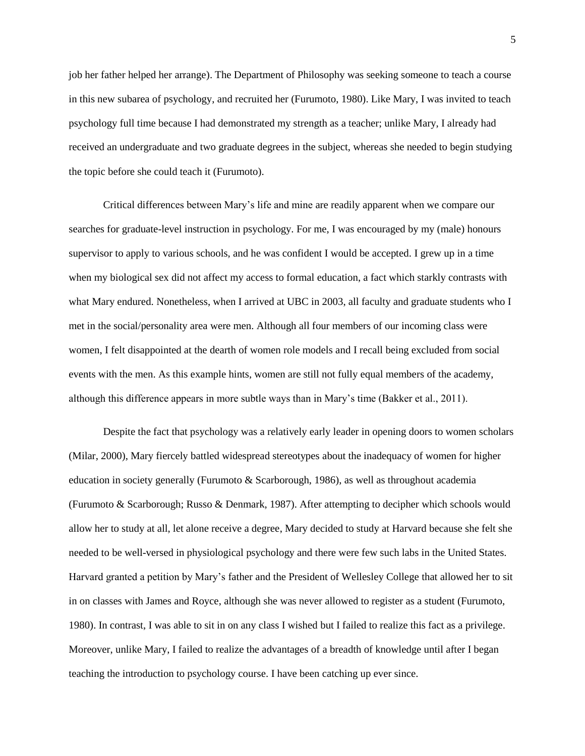job her father helped her arrange). The Department of Philosophy was seeking someone to teach a course in this new subarea of psychology, and recruited her (Furumoto, 1980). Like Mary, I was invited to teach psychology full time because I had demonstrated my strength as a teacher; unlike Mary, I already had received an undergraduate and two graduate degrees in the subject, whereas she needed to begin studying the topic before she could teach it (Furumoto).

Critical differences between Mary's life and mine are readily apparent when we compare our searches for graduate-level instruction in psychology. For me, I was encouraged by my (male) honours supervisor to apply to various schools, and he was confident I would be accepted. I grew up in a time when my biological sex did not affect my access to formal education, a fact which starkly contrasts with what Mary endured. Nonetheless, when I arrived at UBC in 2003, all faculty and graduate students who I met in the social/personality area were men. Although all four members of our incoming class were women, I felt disappointed at the dearth of women role models and I recall being excluded from social events with the men. As this example hints, women are still not fully equal members of the academy, although this difference appears in more subtle ways than in Mary's time (Bakker et al., 2011).

Despite the fact that psychology was a relatively early leader in opening doors to women scholars (Milar, 2000), Mary fiercely battled widespread stereotypes about the inadequacy of women for higher education in society generally (Furumoto & Scarborough, 1986), as well as throughout academia (Furumoto & Scarborough; Russo & Denmark, 1987). After attempting to decipher which schools would allow her to study at all, let alone receive a degree, Mary decided to study at Harvard because she felt she needed to be well-versed in physiological psychology and there were few such labs in the United States. Harvard granted a petition by Mary's father and the President of Wellesley College that allowed her to sit in on classes with James and Royce, although she was never allowed to register as a student (Furumoto, 1980). In contrast, I was able to sit in on any class I wished but I failed to realize this fact as a privilege. Moreover, unlike Mary, I failed to realize the advantages of a breadth of knowledge until after I began teaching the introduction to psychology course. I have been catching up ever since.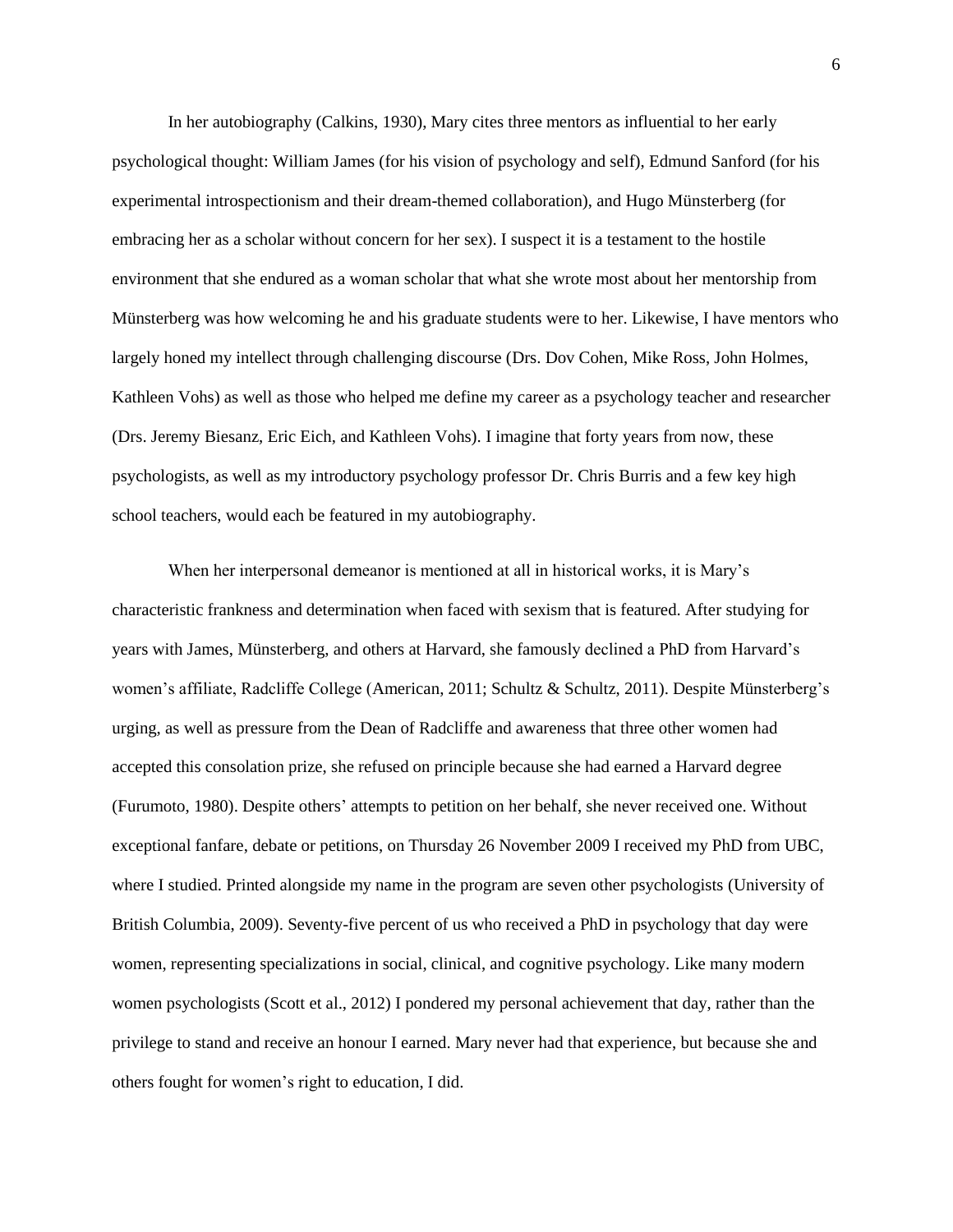In her autobiography (Calkins, 1930), Mary cites three mentors as influential to her early psychological thought: William James (for his vision of psychology and self), Edmund Sanford (for his experimental introspectionism and their dream-themed collaboration), and Hugo Münsterberg (for embracing her as a scholar without concern for her sex). I suspect it is a testament to the hostile environment that she endured as a woman scholar that what she wrote most about her mentorship from Münsterberg was how welcoming he and his graduate students were to her. Likewise, I have mentors who largely honed my intellect through challenging discourse (Drs. Dov Cohen, Mike Ross, John Holmes, Kathleen Vohs) as well as those who helped me define my career as a psychology teacher and researcher (Drs. Jeremy Biesanz, Eric Eich, and Kathleen Vohs). I imagine that forty years from now, these psychologists, as well as my introductory psychology professor Dr. Chris Burris and a few key high school teachers, would each be featured in my autobiography.

When her interpersonal demeanor is mentioned at all in historical works, it is Mary's characteristic frankness and determination when faced with sexism that is featured. After studying for years with James, Münsterberg, and others at Harvard, she famously declined a PhD from Harvard's women's affiliate, Radcliffe College (American, 2011; Schultz & Schultz, 2011). Despite Münsterberg's urging, as well as pressure from the Dean of Radcliffe and awareness that three other women had accepted this consolation prize, she refused on principle because she had earned a Harvard degree (Furumoto, 1980). Despite others' attempts to petition on her behalf, she never received one. Without exceptional fanfare, debate or petitions, on Thursday 26 November 2009 I received my PhD from UBC, where I studied. Printed alongside my name in the program are seven other psychologists (University of British Columbia, 2009). Seventy-five percent of us who received a PhD in psychology that day were women, representing specializations in social, clinical, and cognitive psychology. Like many modern women psychologists (Scott et al., 2012) I pondered my personal achievement that day, rather than the privilege to stand and receive an honour I earned. Mary never had that experience, but because she and others fought for women's right to education, I did.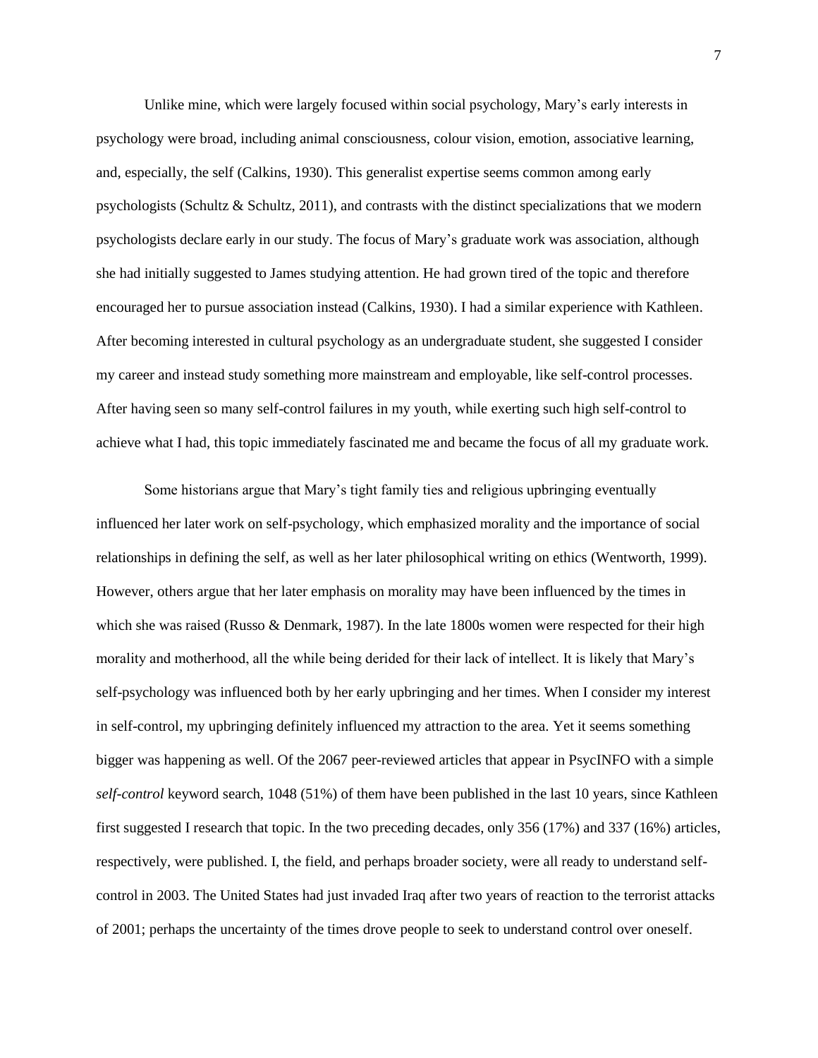Unlike mine, which were largely focused within social psychology, Mary's early interests in psychology were broad, including animal consciousness, colour vision, emotion, associative learning, and, especially, the self (Calkins, 1930). This generalist expertise seems common among early psychologists (Schultz & Schultz, 2011), and contrasts with the distinct specializations that we modern psychologists declare early in our study. The focus of Mary's graduate work was association, although she had initially suggested to James studying attention. He had grown tired of the topic and therefore encouraged her to pursue association instead (Calkins, 1930). I had a similar experience with Kathleen. After becoming interested in cultural psychology as an undergraduate student, she suggested I consider my career and instead study something more mainstream and employable, like self-control processes. After having seen so many self-control failures in my youth, while exerting such high self-control to achieve what I had, this topic immediately fascinated me and became the focus of all my graduate work.

Some historians argue that Mary's tight family ties and religious upbringing eventually influenced her later work on self-psychology, which emphasized morality and the importance of social relationships in defining the self, as well as her later philosophical writing on ethics (Wentworth, 1999). However, others argue that her later emphasis on morality may have been influenced by the times in which she was raised (Russo & Denmark, 1987). In the late 1800s women were respected for their high morality and motherhood, all the while being derided for their lack of intellect. It is likely that Mary's self-psychology was influenced both by her early upbringing and her times. When I consider my interest in self-control, my upbringing definitely influenced my attraction to the area. Yet it seems something bigger was happening as well. Of the 2067 peer-reviewed articles that appear in PsycINFO with a simple *self-control* keyword search, 1048 (51%) of them have been published in the last 10 years, since Kathleen first suggested I research that topic. In the two preceding decades, only 356 (17%) and 337 (16%) articles, respectively, were published. I, the field, and perhaps broader society, were all ready to understand self-control in 2003. The United States had just invaded Iraq after two years of reaction to the terrorist attacks of 2001; perhaps the uncertainty of the times drove people to seek to understand control over oneself.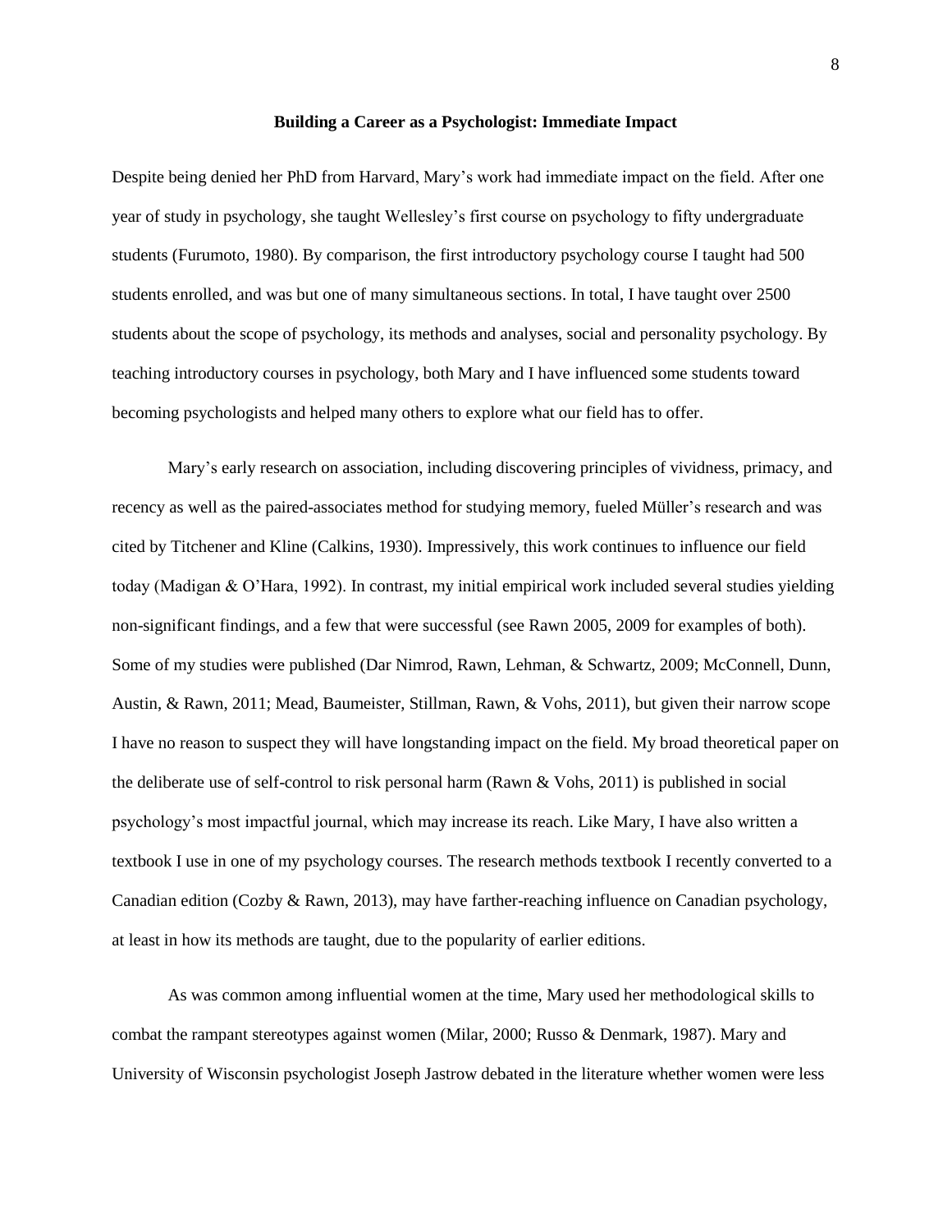## Building a Career as a Psychologist: Immediate Impact

Despite being denied her PhD from Harvard, Mary's work had immediate impact on the field. After one year of study in psychology, she taught Wellesley's first course on psychology to fifty undergraduate students (Furumoto, 1980). By comparison, the first introductory psychology course I taught had 500 students enrolled, and was but one of many simultaneous sections. In total, I have taught over 2500 students about the scope of psychology, its methods and analyses, social and personality psychology. By teaching introductory courses in psychology, both Mary and I have influenced some students toward becoming psychologists and helped many others to explore what our field has to offer.

Mary's early research on association, including discovering principles of vividness, primacy, and recency as well as the paired-associates method for studying memory, fueled Müller's research and was cited by Titchener and Kline (Calkins, 1930). Impressively, this work continues to influence our field today (Madigan & O'Hara, 1992). In contrast, my initial empirical work included several studies yielding non-significant findings, and a few that were successful (see Rawn 2005, 2009 for examples of both). Some of my studies were published (Dar Nimrod, Rawn, Lehman, & Schwartz, 2009; McConnell, Dunn, Austin, & Rawn, 2011; Mead, Baumeister, Stillman, Rawn, & Vohs, 2011), but given their narrow scope I have no reason to suspect they will have longstanding impact on the field. My broad theoretical paper on the deliberate use of self-control to risk personal harm (Rawn & Vohs, 2011) is published in social psychology's most impactful journal, which may increase its reach. Like Mary, I have also written a textbook I use in one of my psychology courses. The research methods textbook I recently converted to a Canadian edition (Cozby & Rawn, 2013), may have farther-reaching influence on Canadian psychology, at least in how its methods are taught, due to the popularity of earlier editions.

As was common among influential women at the time, Mary used her methodological skills to combat the rampant stereotypes against women (Milar, 2000; Russo & Denmark, 1987). Mary and University of Wisconsin psychologist Joseph Jastrow debated in the literature whether women were less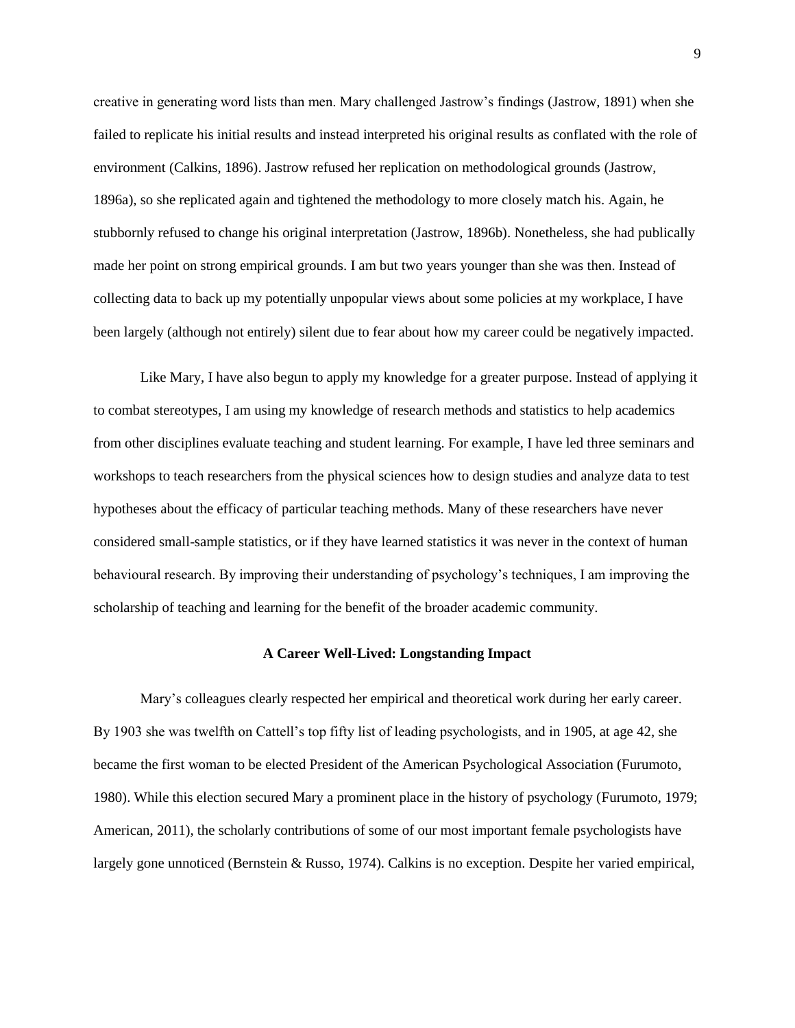creative in generating word lists than men. Mary challenged Jastrow's findings (Jastrow, 1891) when she failed to replicate his initial results and instead interpreted his original results as conflated with the role of environment (Calkins, 1896). Jastrow refused her replication on methodological grounds (Jastrow, 1896a), so she replicated again and tightened the methodology to more closely match his. Again, he stubbornly refused to change his original interpretation (Jastrow, 1896b). Nonetheless, she had publically made her point on strong empirical grounds. I am but two years younger than she was then. Instead of collecting data to back up my potentially unpopular views about some policies at my workplace, I have been largely (although not entirely) silent due to fear about how my career could be negatively impacted.

Like Mary, I have also begun to apply my knowledge for a greater purpose. Instead of applying it to combat stereotypes, I am using my knowledge of research methods and statistics to help academics from other disciplines evaluate teaching and student learning. For example, I have led three seminars and workshops to teach researchers from the physical sciences how to design studies and analyze data to test hypotheses about the efficacy of particular teaching methods. Many of these researchers have never considered small-sample statistics, or if they have learned statistics it was never in the context of human behavioural research. By improving their understanding of psychology's techniques, I am improving the scholarship of teaching and learning for the benefit of the broader academic community.

## A Career Well-Lived: Longstanding Impact

Mary's colleagues clearly respected her empirical and theoretical work during her early career. By 1903 she was twelfth on Cattell's top fifty list of leading psychologists, and in 1905, at age 42, she became the first woman to be elected President of the American Psychological Association (Furumoto, 1980). While this election secured Mary a prominent place in the history of psychology (Furumoto, 1979; American, 2011), the scholarly contributions of some of our most important female psychologists have largely gone unnoticed (Bernstein & Russo, 1974). Calkins is no exception. Despite her varied empirical,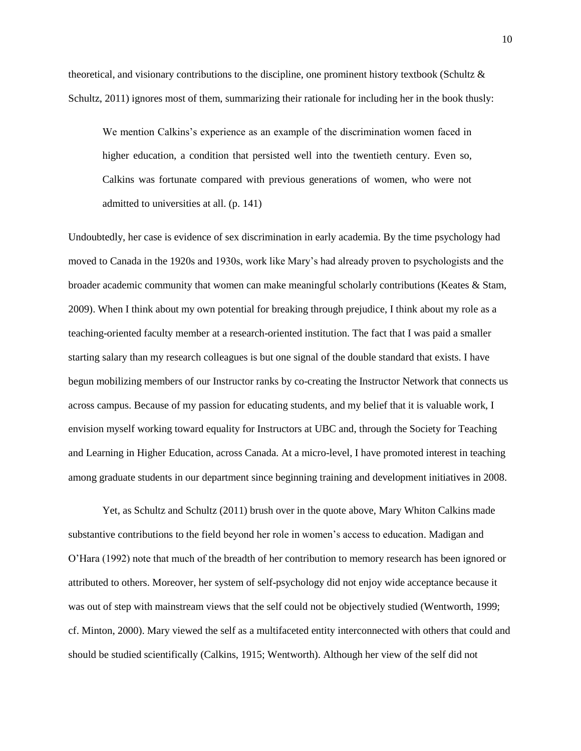theoretical, and visionary contributions to the discipline, one prominent history textbook (Schultz & Schultz, 2011) ignores most of them, summarizing their rationale for including her in the book thusly:

> We mention Calkins's experience as an example of the discrimination women faced in higher education, a condition that persisted well into the twentieth century. Even so, Calkins was fortunate compared with previous generations of women, who were not admitted to universities at all. (p. 141)

Undoubtedly, her case is evidence of sex discrimination in early academia. By the time psychology had moved to Canada in the 1920s and 1930s, work like Mary's had already proven to psychologists and the broader academic community that women can make meaningful scholarly contributions (Keates & Stam, 2009). When I think about my own potential for breaking through prejudice, I think about my role as a teaching-oriented faculty member at a research-oriented institution. The fact that I was paid a smaller starting salary than my research colleagues is but one signal of the double standard that exists. I have begun mobilizing members of our Instructor ranks by co-creating the Instructor Network that connects us across campus. Because of my passion for educating students, and my belief that it is valuable work, I envision myself working toward equality for Instructors at UBC and, through the Society for Teaching and Learning in Higher Education, across Canada. At a micro-level, I have promoted interest in teaching among graduate students in our department since beginning training and development initiatives in 2008.

Yet, as Schultz and Schultz (2011) brush over in the quote above, Mary Whiton Calkins made substantive contributions to the field beyond her role in women's access to education. Madigan and O'Hara (1992) note that much of the breadth of her contribution to memory research has been ignored or attributed to others. Moreover, her system of self-psychology did not enjoy wide acceptance because it was out of step with mainstream views that the self could not be objectively studied (Wentworth, 1999; cf. Minton, 2000). Mary viewed the self as a multifaceted entity interconnected with others that could and should be studied scientifically (Calkins, 1915; Wentworth). Although her view of the self did not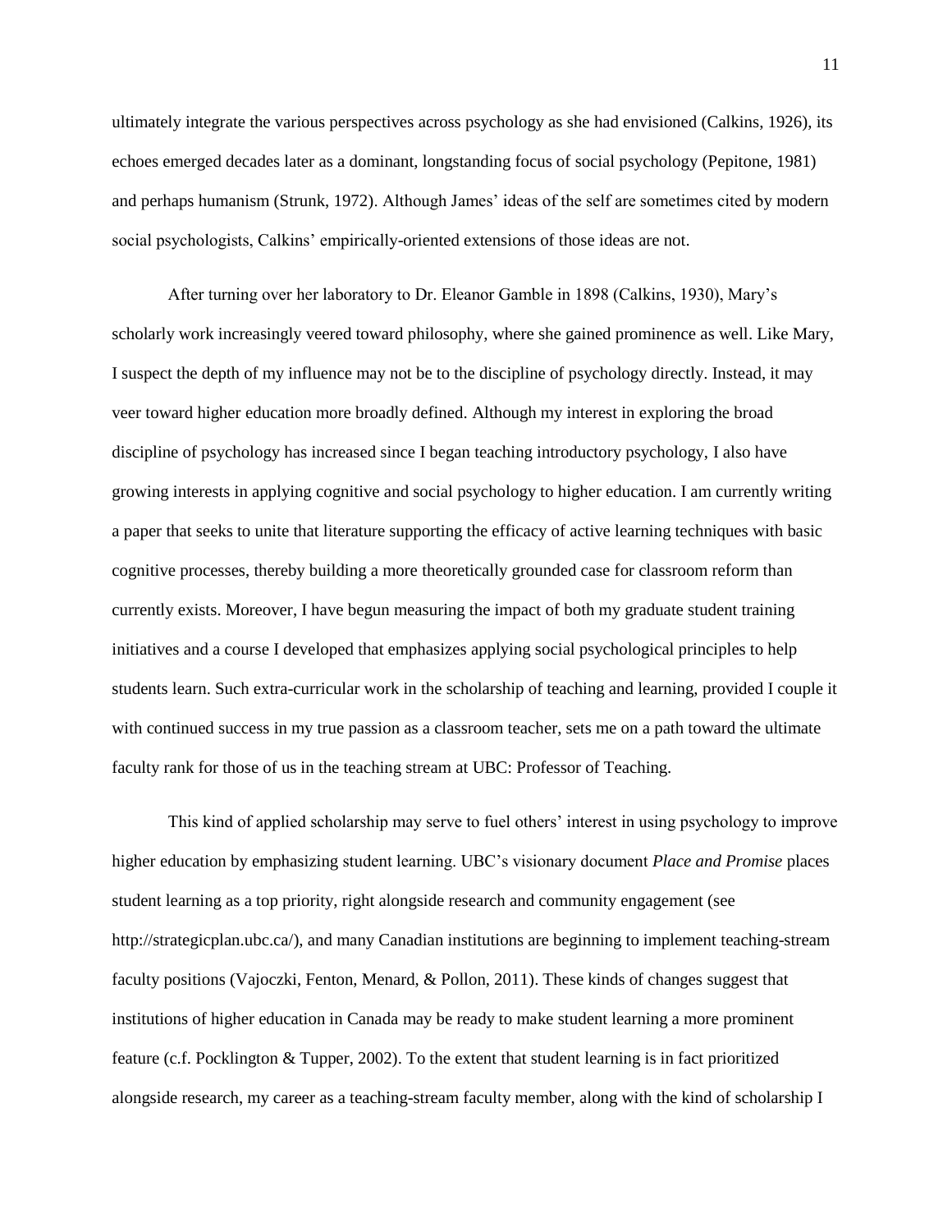ultimately integrate the various perspectives across psychology as she had envisioned (Calkins, 1926), its echoes emerged decades later as a dominant, longstanding focus of social psychology (Pepitone, 1981) and perhaps humanism (Strunk, 1972). Although James' ideas of the self are sometimes cited by modern social psychologists, Calkins' empirically-oriented extensions of those ideas are not.

After turning over her laboratory to Dr. Eleanor Gamble in 1898 (Calkins, 1930), Mary's scholarly work increasingly veered toward philosophy, where she gained prominence as well. Like Mary, I suspect the depth of my influence may not be to the discipline of psychology directly. Instead, it may veer toward higher education more broadly defined. Although my interest in exploring the broad discipline of psychology has increased since I began teaching introductory psychology, I also have growing interests in applying cognitive and social psychology to higher education. I am currently writing a paper that seeks to unite that literature supporting the efficacy of active learning techniques with basic cognitive processes, thereby building a more theoretically grounded case for classroom reform than currently exists. Moreover, I have begun measuring the impact of both my graduate student training initiatives and a course I developed that emphasizes applying social psychological principles to help students learn. Such extra-curricular work in the scholarship of teaching and learning, provided I couple it with continued success in my true passion as a classroom teacher, sets me on a path toward the ultimate faculty rank for those of us in the teaching stream at UBC: Professor of Teaching.

This kind of applied scholarship may serve to fuel others' interest in using psychology to improve higher education by emphasizing student learning. UBC's visionary document *Place and Promise* places student learning as a top priority, right alongside research and community engagement (see http://strategicplan.ubc.ca/), and many Canadian institutions are beginning to implement teaching-stream faculty positions (Vajoczki, Fenton, Menard, & Pollon, 2011). These kinds of changes suggest that institutions of higher education in Canada may be ready to make student learning a more prominent feature (c.f. Pocklington & Tupper, 2002). To the extent that student learning is in fact prioritized alongside research, my career as a teaching-stream faculty member, along with the kind of scholarship I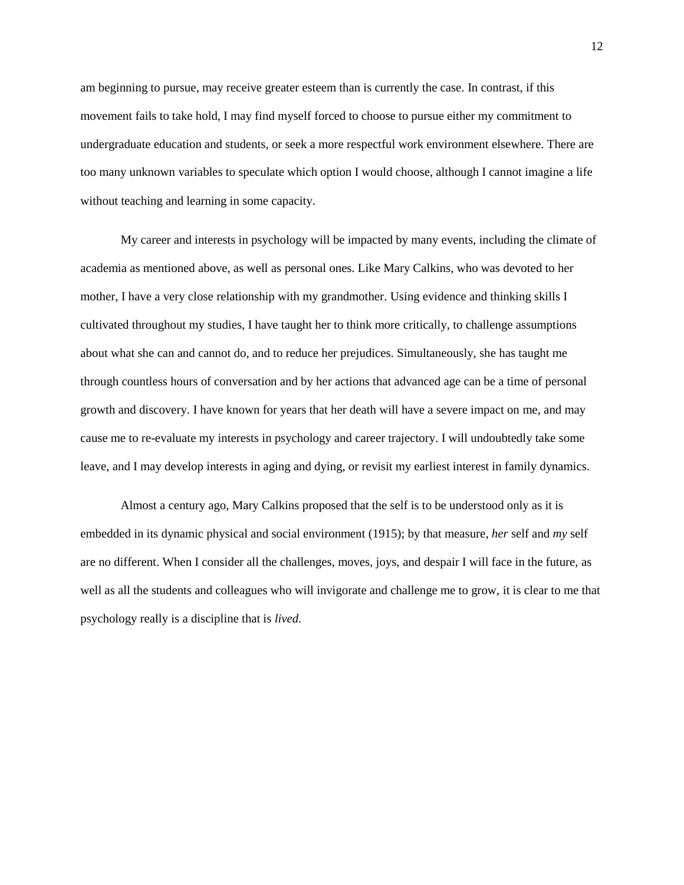am beginning to pursue, may receive greater esteem than is currently the case. In contrast, if this movement fails to take hold, I may find myself forced to choose to pursue either my commitment to undergraduate education and students, or seek a more respectful work environment elsewhere. There are too many unknown variables to speculate which option I would choose, although I cannot imagine a life without teaching and learning in some capacity.

My career and interests in psychology will be impacted by many events, including the climate of academia as mentioned above, as well as personal ones. Like Mary Calkins, who was devoted to her mother, I have a very close relationship with my grandmother. Using evidence and thinking skills I cultivated throughout my studies, I have taught her to think more critically, to challenge assumptions about what she can and cannot do, and to reduce her prejudices. Simultaneously, she has taught me through countless hours of conversation and by her actions that advanced age can be a time of personal growth and discovery. I have known for years that her death will have a severe impact on me, and may cause me to re-evaluate my interests in psychology and career trajectory. I will undoubtedly take some leave, and I may develop interests in aging and dying, or revisit my earliest interest in family dynamics.

Almost a century ago, Mary Calkins proposed that the self is to be understood only as it is embedded in its dynamic physical and social environment (1915); by that measure, *her* self and *my* self are no different. When I consider all the challenges, moves, joys, and despair I will face in the future, as well as all the students and colleagues who will invigorate and challenge me to grow, it is clear to me that psychology really is a discipline that is *lived.*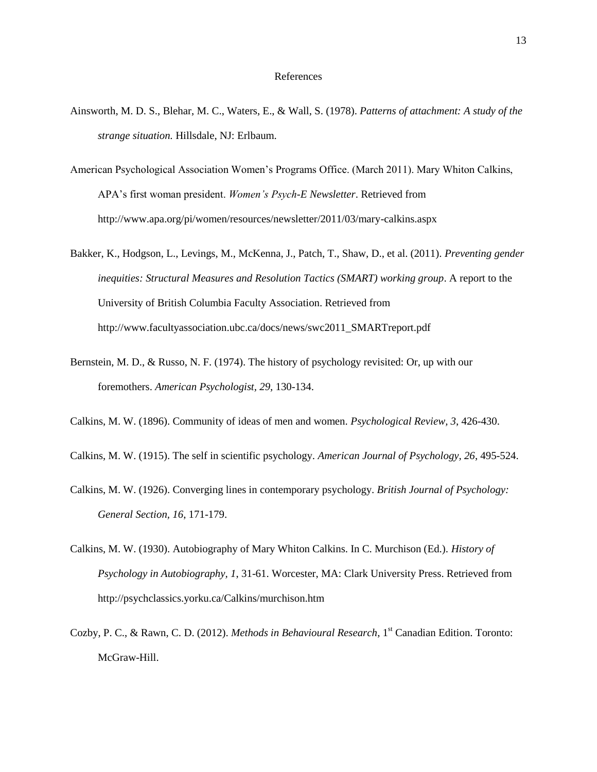# References

Ainsworth, M. D. S., Blehar, M. C., Waters, E., & Wall, S. (1978). *Patterns of attachment: A study of the strange situation.* Hillsdale, NJ: Erlbaum.

American Psychological Association Women's Programs Office. (March 2011). Mary Whiton Calkins, APA's first woman president. *Women's Psych-E Newsletter*. Retrieved from http://www.apa.org/pi/women/resources/newsletter/2011/03/mary-calkins.aspx

Bakker, K., Hodgson, L., Levings, M., McKenna, J., Patch, T., Shaw, D., et al. (2011). *Preventing gender inequities: Structural Measures and Resolution Tactics (SMART) working group*. A report to the University of British Columbia Faculty Association. Retrieved from http://www.facultyassociation.ubc.ca/docs/news/swc2011_SMARTreport.pdf

Bernstein, M. D., & Russo, N. F. (1974). The history of psychology revisited: Or, up with our foremothers. *American Psychologist, 29*, 130-134.

Calkins, M. W. (1896). Community of ideas of men and women. *Psychological Review, 3*, 426-430.

Calkins, M. W. (1915). The self in scientific psychology. *American Journal of Psychology, 26*, 495-524.

Calkins, M. W. (1926). Converging lines in contemporary psychology. *British Journal of Psychology: General Section, 16*, 171-179.

Calkins, M. W. (1930). Autobiography of Mary Whiton Calkins. In C. Murchison (Ed.). *History of Psychology in Autobiography, 1*, 31-61. Worcester, MA: Clark University Press. Retrieved from http://psychclassics.yorku.ca/Calkins/murchison.htm

Cozby, P. C., & Rawn, C. D. (2012). *Methods in Behavioural Research*, 1st Canadian Edition. Toronto: McGraw-Hill.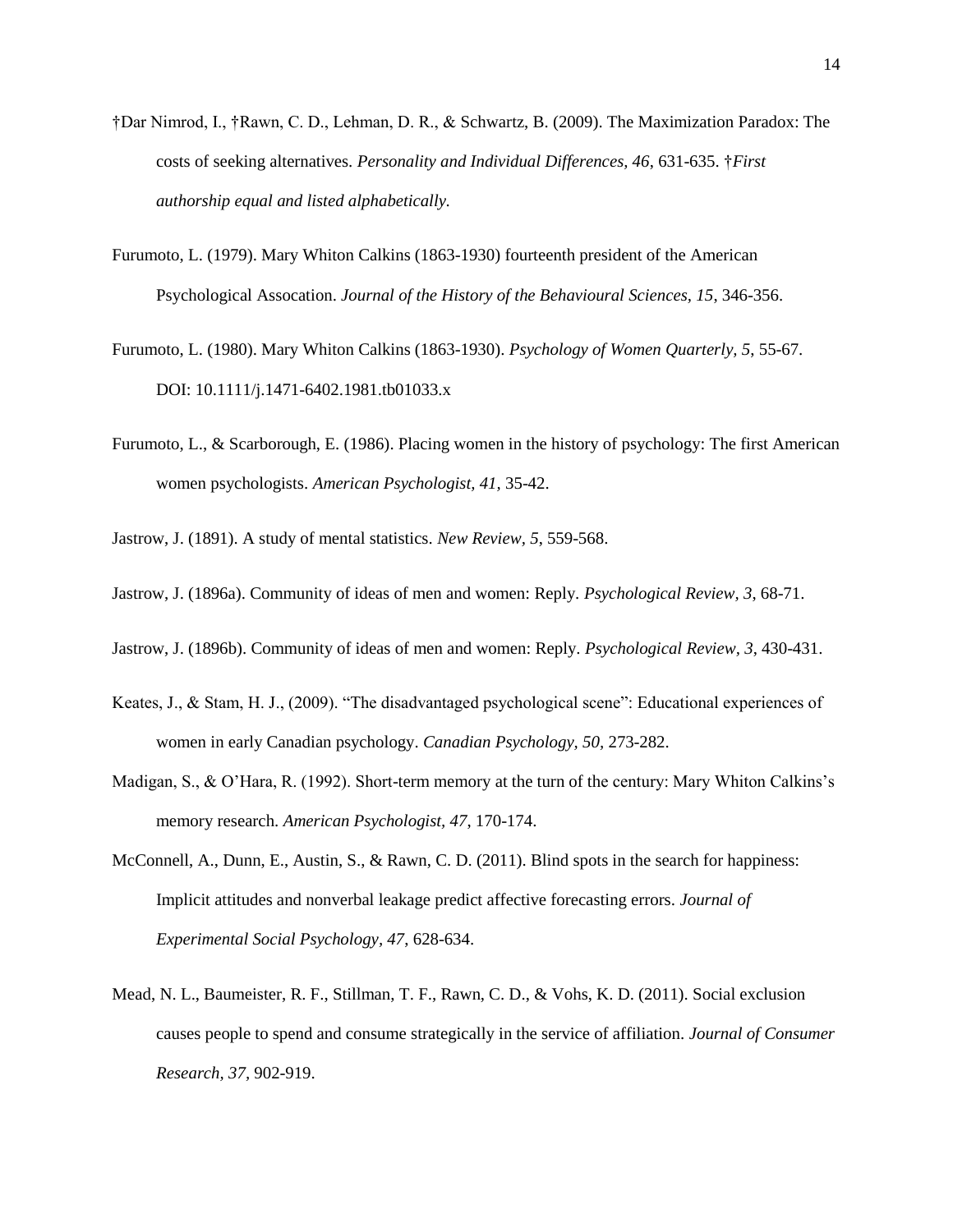†Dar Nimrod, I., †Rawn, C. D., Lehman, D. R., & Schwartz, B. (2009). The Maximization Paradox: The costs of seeking alternatives. *Personality and Individual Differences, 46*, 631-635. †*First authorship equal and listed alphabetically.*

Furumoto, L. (1979). Mary Whiton Calkins (1863-1930) fourteenth president of the American Psychological Assocation. *Journal of the History of the Behavioural Sciences, 15*, 346-356.

Furumoto, L. (1980). Mary Whiton Calkins (1863-1930). *Psychology of Women Quarterly, 5*, 55-67. DOI: 10.1111/j.1471-6402.1981.tb01033.x

Furumoto, L., & Scarborough, E. (1986). Placing women in the history of psychology: The first American women psychologists. *American Psychologist, 41,* 35-42.

Jastrow, J. (1891). A study of mental statistics. *New Review, 5*, 559-568.

Jastrow, J. (1896a). Community of ideas of men and women: Reply. *Psychological Review, 3*, 68-71.

Jastrow, J. (1896b). Community of ideas of men and women: Reply. *Psychological Review, 3*, 430-431.

Keates, J., & Stam, H. J., (2009). "The disadvantaged psychological scene": Educational experiences of women in early Canadian psychology. *Canadian Psychology, 50*, 273-282.

Madigan, S., & O'Hara, R. (1992). Short-term memory at the turn of the century: Mary Whiton Calkins's memory research. *American Psychologist, 47*, 170-174.

McConnell, A., Dunn, E., Austin, S., & Rawn, C. D. (2011). Blind spots in the search for happiness: Implicit attitudes and nonverbal leakage predict affective forecasting errors. *Journal of Experimental Social Psychology, 47*, 628-634.

Mead, N. L., Baumeister, R. F., Stillman, T. F., Rawn, C. D., & Vohs, K. D. (2011). Social exclusion causes people to spend and consume strategically in the service of affiliation. *Journal of Consumer Research, 37*, 902-919.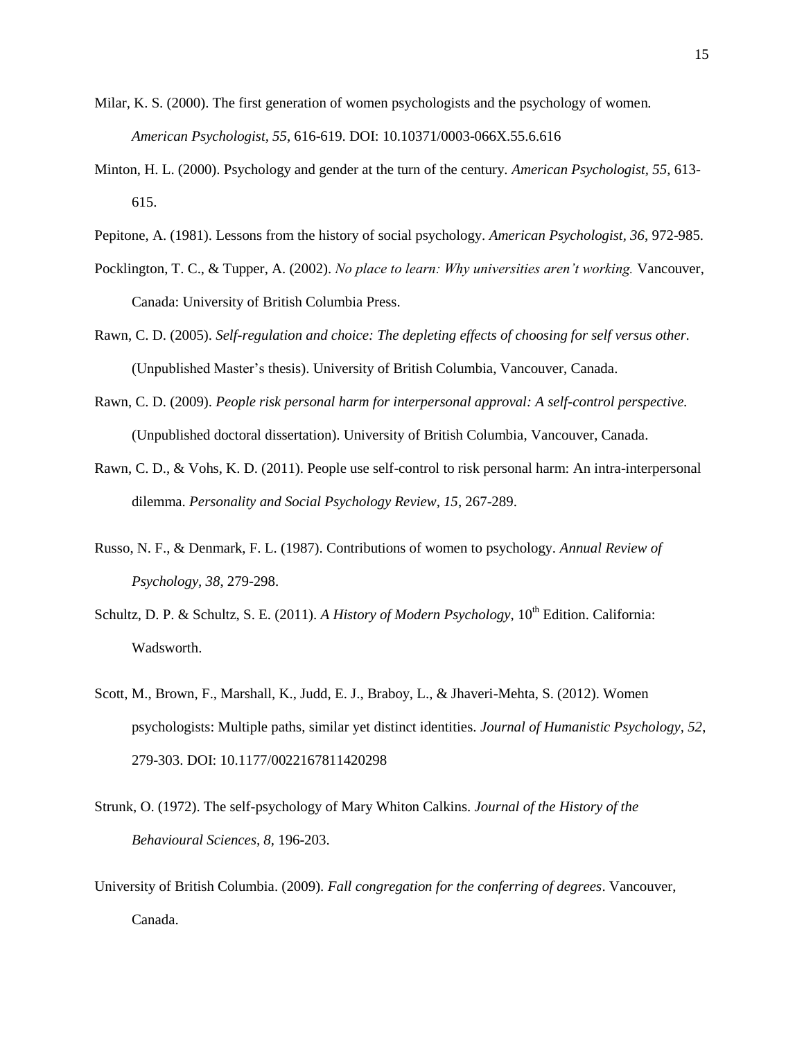Milar, K. S. (2000). The first generation of women psychologists and the psychology of women. *American Psychologist, 55*, 616-619. DOI: 10.10371/0003-066X.55.6.616

Minton, H. L. (2000). Psychology and gender at the turn of the century. *American Psychologist, 55*, 613-615.

Pepitone, A. (1981). Lessons from the history of social psychology. *American Psychologist*, *36*, 972-985.

Pocklington, T. C., & Tupper, A. (2002). *No place to learn: Why universities aren't working.* Vancouver, Canada: University of British Columbia Press.

Rawn, C. D. (2005). *Self-regulation and choice: The depleting effects of choosing for self versus other.* (Unpublished Master's thesis). University of British Columbia, Vancouver, Canada.

Rawn, C. D. (2009). *People risk personal harm for interpersonal approval: A self-control perspective.* (Unpublished doctoral dissertation). University of British Columbia, Vancouver, Canada.

Rawn, C. D., & Vohs, K. D. (2011). People use self-control to risk personal harm: An intra-interpersonal dilemma. *Personality and Social Psychology Review*, *15*, 267-289.

Russo, N. F., & Denmark, F. L. (1987). Contributions of women to psychology. *Annual Review of Psychology*, *38*, 279-298.

Schultz, D. P. & Schultz, S. E. (2011). *A History of Modern Psychology*, 10th Edition. California: Wadsworth.

Scott, M., Brown, F., Marshall, K., Judd, E. J., Braboy, L., & Jhaveri-Mehta, S. (2012). Women psychologists: Multiple paths, similar yet distinct identities. *Journal of Humanistic Psychology*, *52*, 279-303. DOI: 10.1177/0022167811420298

Strunk, O. (1972). The self-psychology of Mary Whiton Calkins. *Journal of the History of the Behavioural Sciences, 8*, 196-203.

University of British Columbia. (2009). *Fall congregation for the conferring of degrees*. Vancouver, Canada.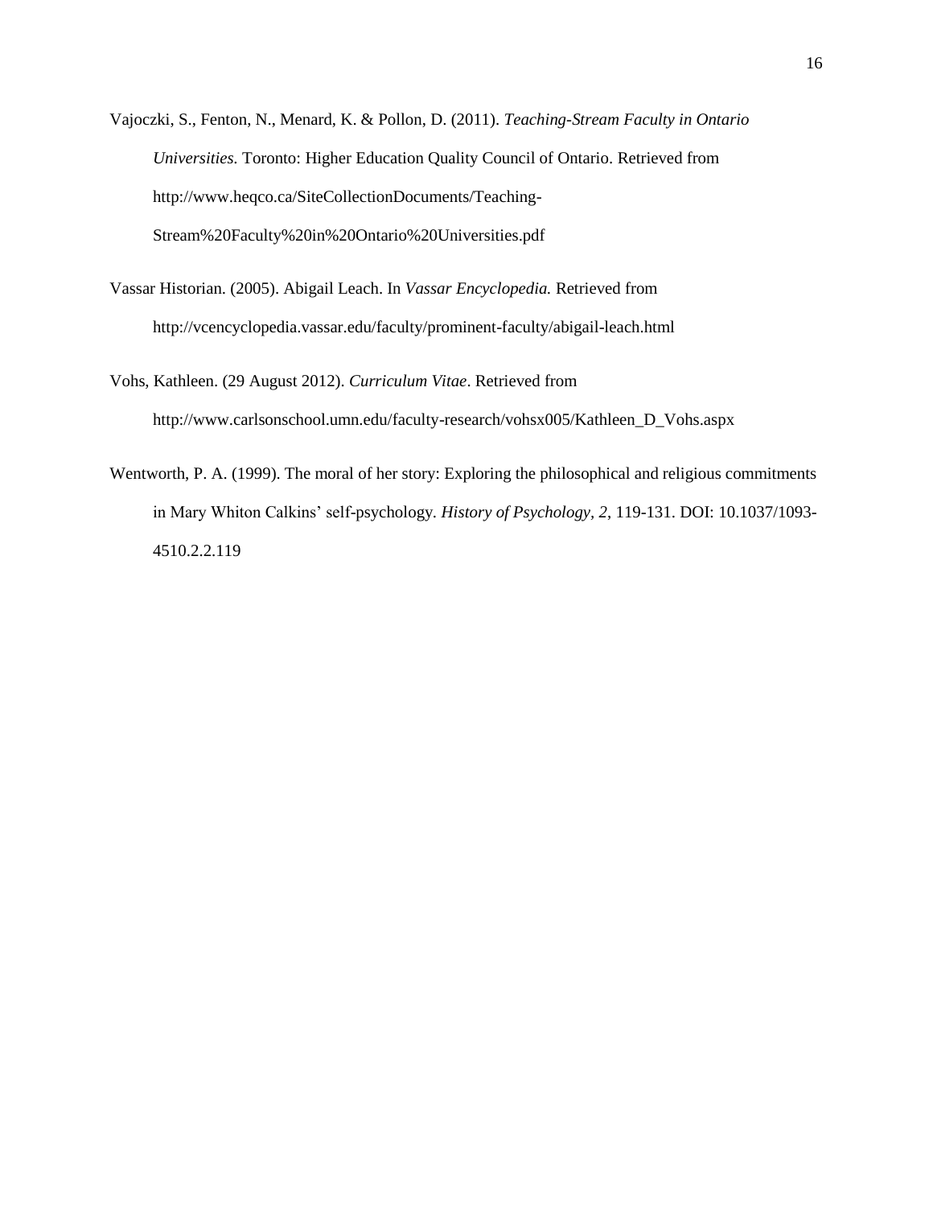Vajoczki, S., Fenton, N., Menard, K. & Pollon, D. (2011). *Teaching-Stream Faculty in Ontario Universities.* Toronto: Higher Education Quality Council of Ontario. Retrieved from http://www.heqco.ca/SiteCollectionDocuments/Teaching-Stream%20Faculty%20in%20Ontario%20Universities.pdf

Vassar Historian. (2005). Abigail Leach. In *Vassar Encyclopedia.* Retrieved from http://vcencyclopedia.vassar.edu/faculty/prominent-faculty/abigail-leach.html

Vohs, Kathleen. (29 August 2012). *Curriculum Vitae*. Retrieved from http://www.carlsonschool.umn.edu/faculty-research/vohsx005/Kathleen_D_Vohs.aspx

Wentworth, P. A. (1999). The moral of her story: Exploring the philosophical and religious commitments in Mary Whiton Calkins' self-psychology. *History of Psychology, 2*, 119-131. DOI: 10.1037/1093-4510.2.2.119